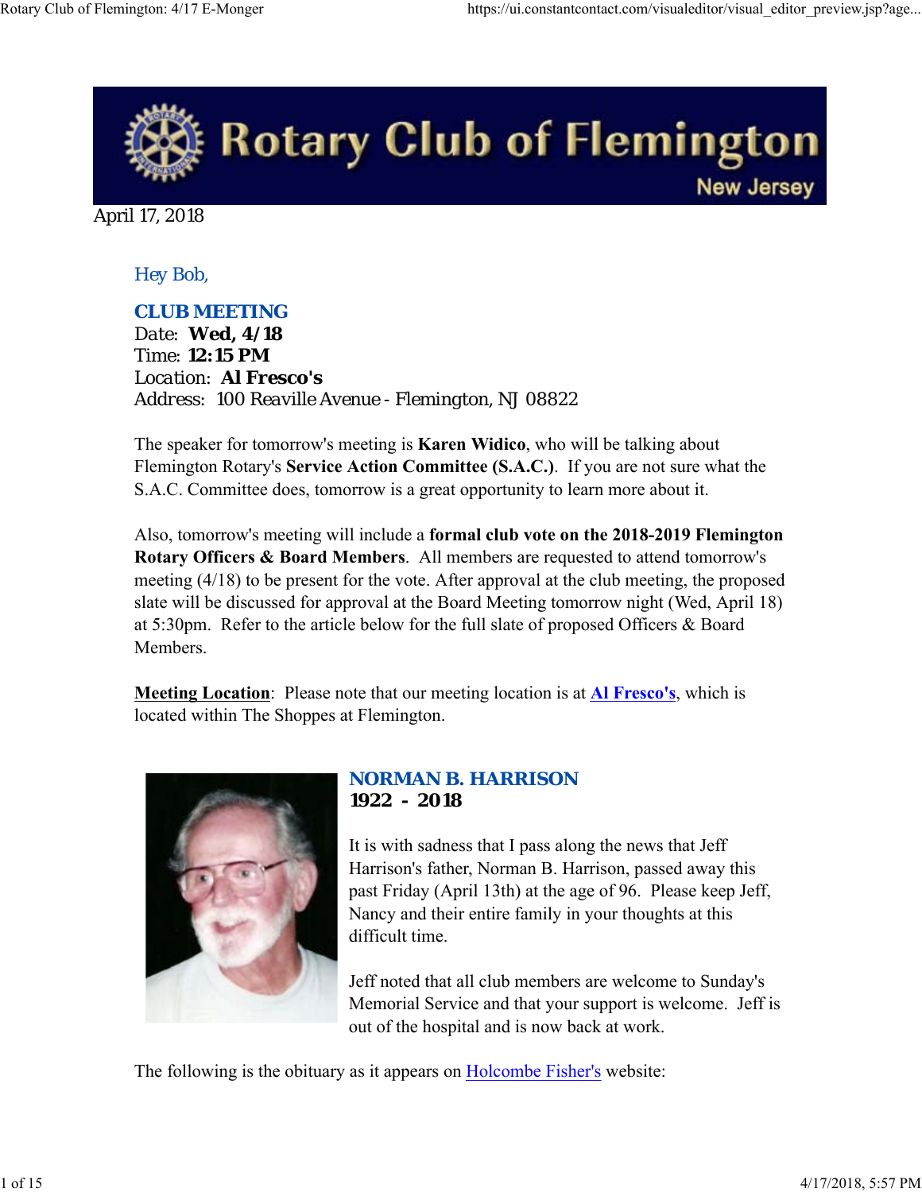# Rotary Club of Flemington New Jersey

April 17, 2018

Hey Bob,

## CLUB MEETING

Date: **Wed, 4/18**
Time: **12:15 PM**
Location: **Al Fresco's**
Address: 100 Reaville Avenue - Flemington, NJ 08822

The speaker for tomorrow's meeting is **Karen Widico**, who will be talking about Flemington Rotary's **Service Action Committee (S.A.C.)**. If you are not sure what the S.A.C. Committee does, tomorrow is a great opportunity to learn more about it.

Also, tomorrow's meeting will include a **formal club vote on the 2018-2019 Flemington Rotary Officers & Board Members**. All members are requested to attend tomorrow's meeting (4/18) to be present for the vote. After approval at the club meeting, the proposed slate will be discussed for approval at the Board Meeting tomorrow night (Wed, April 18) at 5:30pm. Refer to the article below for the full slate of proposed Officers & Board Members.

**Meeting Location**: Please note that our meeting location is at **Al Fresco's**, which is located within The Shoppes at Flemington.

## NORMAN B. HARRISON
**1922 - 2018**

It is with sadness that I pass along the news that Jeff Harrison's father, Norman B. Harrison, passed away this past Friday (April 13th) at the age of 96. Please keep Jeff, Nancy and their entire family in your thoughts at this difficult time.

Jeff noted that all club members are welcome to Sunday's Memorial Service and that your support is welcome. Jeff is out of the hospital and is now back at work.

The following is the obituary as it appears on Holcombe Fisher's website: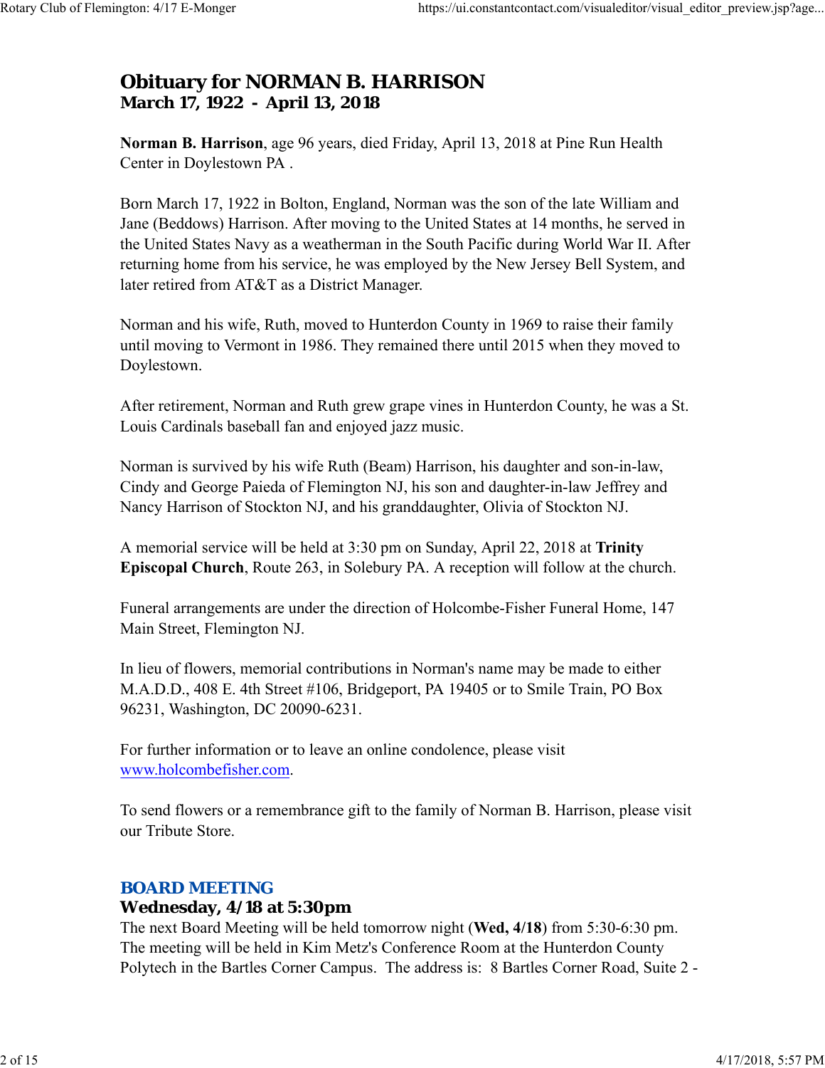# Obituary for NORMAN B. HARRISON
### March 17, 1922 - April 13, 2018

**Norman B. Harrison**, age 96 years, died Friday, April 13, 2018 at Pine Run Health Center in Doylestown PA .

Born March 17, 1922 in Bolton, England, Norman was the son of the late William and Jane (Beddows) Harrison. After moving to the United States at 14 months, he served in the United States Navy as a weatherman in the South Pacific during World War II. After returning home from his service, he was employed by the New Jersey Bell System, and later retired from AT&T as a District Manager.

Norman and his wife, Ruth, moved to Hunterdon County in 1969 to raise their family until moving to Vermont in 1986. They remained there until 2015 when they moved to Doylestown.

After retirement, Norman and Ruth grew grape vines in Hunterdon County, he was a St. Louis Cardinals baseball fan and enjoyed jazz music.

Norman is survived by his wife Ruth (Beam) Harrison, his daughter and son-in-law, Cindy and George Paieda of Flemington NJ, his son and daughter-in-law Jeffrey and Nancy Harrison of Stockton NJ, and his granddaughter, Olivia of Stockton NJ.

A memorial service will be held at 3:30 pm on Sunday, April 22, 2018 at **Trinity Episcopal Church**, Route 263, in Solebury PA. A reception will follow at the church.

Funeral arrangements are under the direction of Holcombe-Fisher Funeral Home, 147 Main Street, Flemington NJ.

In lieu of flowers, memorial contributions in Norman's name may be made to either M.A.D.D., 408 E. 4th Street #106, Bridgeport, PA 19405 or to Smile Train, PO Box 96231, Washington, DC 20090-6231.

For further information or to leave an online condolence, please visit [www.holcombefisher.com](http://www.holcombefisher.com).

To send flowers or a remembrance gift to the family of Norman B. Harrison, please visit our Tribute Store.

## BOARD MEETING
### Wednesday, 4/18 at 5:30pm

The next Board Meeting will be held tomorrow night (**Wed, 4/18**) from 5:30-6:30 pm. The meeting will be held in Kim Metz's Conference Room at the Hunterdon County Polytech in the Bartles Corner Campus. The address is: 8 Bartles Corner Road, Suite 2 -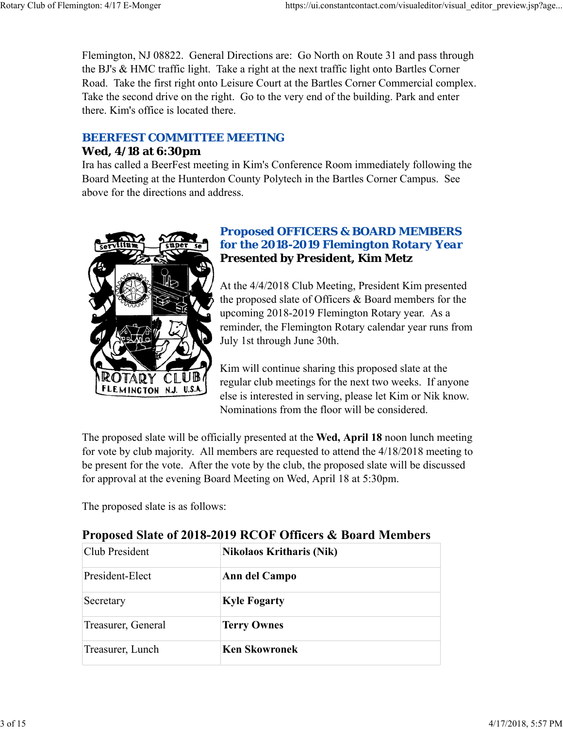Flemington, NJ 08822. General Directions are: Go North on Route 31 and pass through the BJ's & HMC traffic light. Take a right at the next traffic light onto Bartles Corner Road. Take the first right onto Leisure Court at the Bartles Corner Commercial complex. Take the second drive on the right. Go to the very end of the building. Park and enter there. Kim's office is located there.

## BEERFEST COMMITTEE MEETING

**Wed, 4/18 at 6:30pm**

Ira has called a BeerFest meeting in Kim's Conference Room immediately following the Board Meeting at the Hunterdon County Polytech in the Bartles Corner Campus. See above for the directions and address.

## Proposed OFFICERS & BOARD MEMBERS for the 2018-2019 Flemington Rotary Year

**Presented by President, Kim Metz**

At the 4/4/2018 Club Meeting, President Kim presented the proposed slate of Officers & Board members for the upcoming 2018-2019 Flemington Rotary year. As a reminder, the Flemington Rotary calendar year runs from July 1st through June 30th.

Kim will continue sharing this proposed slate at the regular club meetings for the next two weeks. If anyone else is interested in serving, please let Kim or Nik know. Nominations from the floor will be considered.

The proposed slate will be officially presented at the **Wed, April 18** noon lunch meeting for vote by club majority. All members are requested to attend the 4/18/2018 meeting to be present for the vote. After the vote by the club, the proposed slate will be discussed for approval at the evening Board Meeting on Wed, April 18 at 5:30pm.

The proposed slate is as follows:

### Proposed Slate of 2018-2019 RCOF Officers & Board Members

| Position | Name |
|---|---|
| Club President | **Nikolaos Kritharis (Nik)** |
| President-Elect | **Ann del Campo** |
| Secretary | **Kyle Fogarty** |
| Treasurer, General | **Terry Ownes** |
| Treasurer, Lunch | **Ken Skowronek** |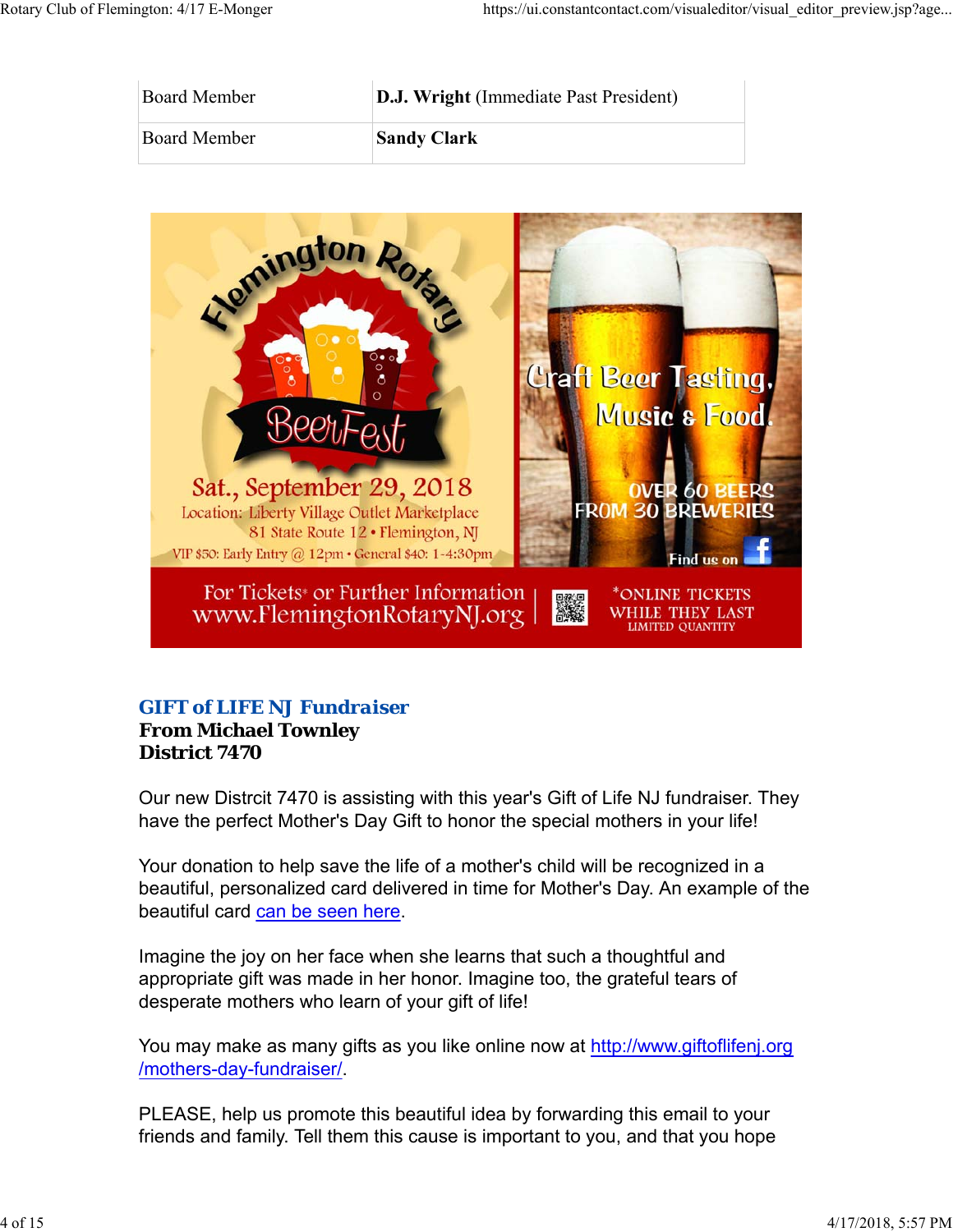| Board Member | **D.J. Wright** (Immediate Past President) |
|---|---|
| Board Member | **Sandy Clark** |

Flemington Rotary BeerFest

Sat., September 29, 2018
Location: Liberty Village Outlet Marketplace
81 State Route 12 • Flemington, NJ
VIP $50: Early Entry @ 12pm • General $40: 1-4:30pm

Craft Beer Tasting, Music & Food.

OVER 60 BEERS FROM 30 BREWERIES

Find us on Facebook

For Tickets* or Further Information www.FlemingtonRotaryNJ.org

*ONLINE TICKETS WHILE THEY LAST LIMITED QUANTITY

### GIFT of LIFE NJ Fundraiser
**From Michael Townley**
**District 7470**

Our new Distrcit 7470 is assisting with this year's Gift of Life NJ fundraiser. They have the perfect Mother's Day Gift to honor the special mothers in your life!

Your donation to help save the life of a mother's child will be recognized in a beautiful, personalized card delivered in time for Mother's Day. An example of the beautiful card can be seen here.

Imagine the joy on her face when she learns that such a thoughtful and appropriate gift was made in her honor. Imagine too, the grateful tears of desperate mothers who learn of your gift of life!

You may make as many gifts as you like online now at http://www.giftoflifenj.org/mothers-day-fundraiser/.

PLEASE, help us promote this beautiful idea by forwarding this email to your friends and family. Tell them this cause is important to you, and that you hope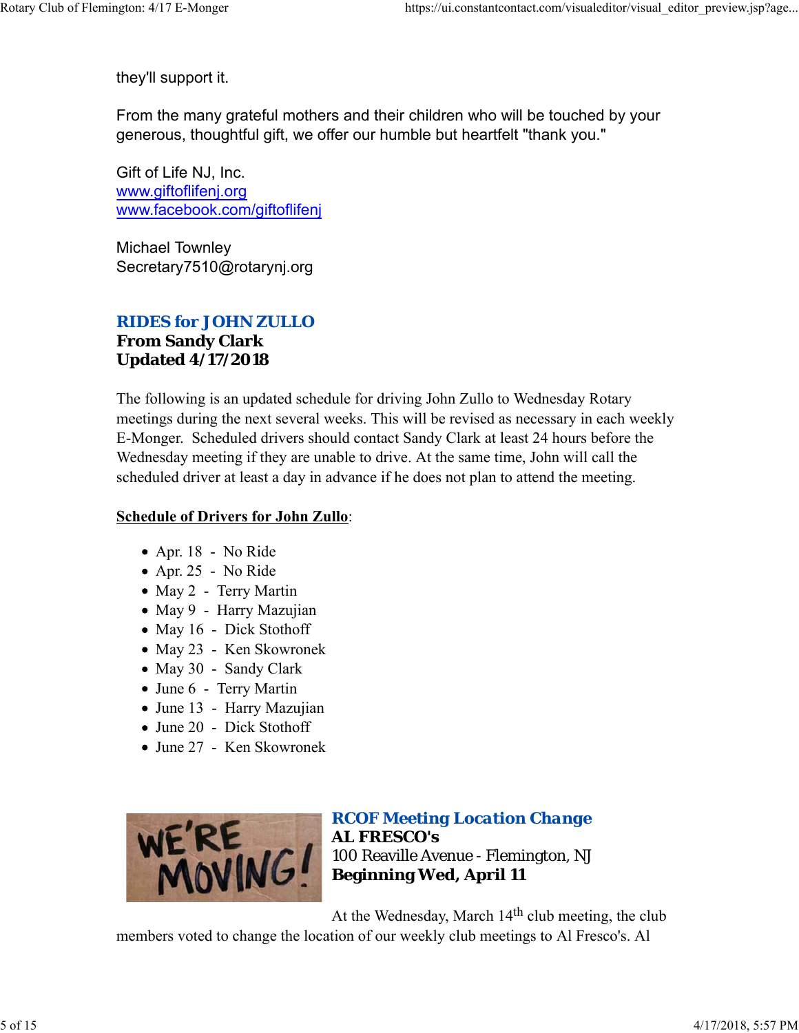they'll support it.

From the many grateful mothers and their children who will be touched by your generous, thoughtful gift, we offer our humble but heartfelt "thank you."

Gift of Life NJ, Inc.
www.giftoflifenj.org
www.facebook.com/giftoflifenj

Michael Townley
Secretary7510@rotarynj.org

## RIDES for JOHN ZULLO

**From Sandy Clark**
**Updated 4/17/2018**

The following is an updated schedule for driving John Zullo to Wednesday Rotary meetings during the next several weeks. This will be revised as necessary in each weekly E-Monger. Scheduled drivers should contact Sandy Clark at least 24 hours before the Wednesday meeting if they are unable to drive. At the same time, John will call the scheduled driver at least a day in advance if he does not plan to attend the meeting.

**Schedule of Drivers for John Zullo**:

- Apr. 18 - No Ride
- Apr. 25 - No Ride
- May 2 - Terry Martin
- May 9 - Harry Mazujian
- May 16 - Dick Stothoff
- May 23 - Ken Skowronek
- May 30 - Sandy Clark
- June 6 - Terry Martin
- June 13 - Harry Mazujian
- June 20 - Dick Stothoff
- June 27 - Ken Skowronek

## RCOF Meeting Location Change

**AL FRESCO's**
100 Reaville Avenue - Flemington, NJ
**Beginning Wed, April 11**

At the Wednesday, March 14th club meeting, the club members voted to change the location of our weekly club meetings to Al Fresco's. Al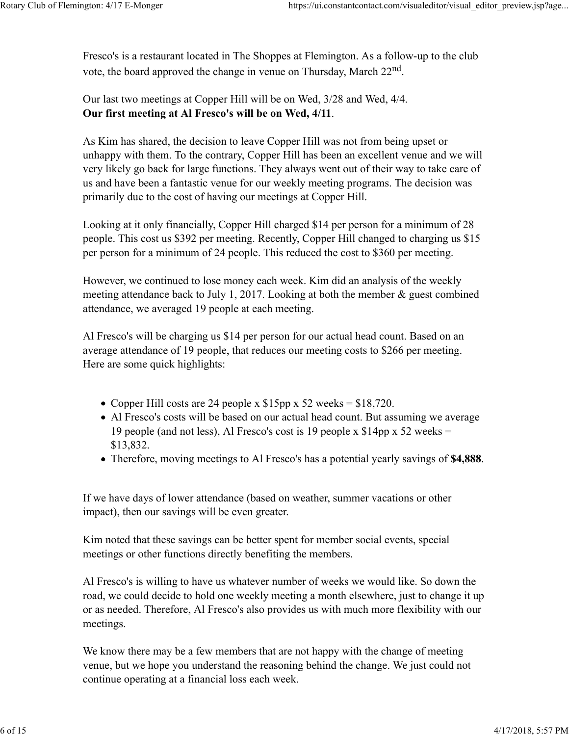Fresco's is a restaurant located in The Shoppes at Flemington. As a follow-up to the club vote, the board approved the change in venue on Thursday, March 22nd.

Our last two meetings at Copper Hill will be on Wed, 3/28 and Wed, 4/4.
**Our first meeting at Al Fresco's will be on Wed, 4/11**.

As Kim has shared, the decision to leave Copper Hill was not from being upset or unhappy with them. To the contrary, Copper Hill has been an excellent venue and we will very likely go back for large functions. They always went out of their way to take care of us and have been a fantastic venue for our weekly meeting programs. The decision was primarily due to the cost of having our meetings at Copper Hill.

Looking at it only financially, Copper Hill charged $14 per person for a minimum of 28 people. This cost us $392 per meeting. Recently, Copper Hill changed to charging us $15 per person for a minimum of 24 people. This reduced the cost to $360 per meeting.

However, we continued to lose money each week. Kim did an analysis of the weekly meeting attendance back to July 1, 2017. Looking at both the member & guest combined attendance, we averaged 19 people at each meeting.

Al Fresco's will be charging us $14 per person for our actual head count. Based on an average attendance of 19 people, that reduces our meeting costs to $266 per meeting. Here are some quick highlights:

- Copper Hill costs are 24 people x $15pp x 52 weeks = $18,720.
- Al Fresco's costs will be based on our actual head count. But assuming we average 19 people (and not less), Al Fresco's cost is 19 people x $14pp x 52 weeks = $13,832.
- Therefore, moving meetings to Al Fresco's has a potential yearly savings of **$4,888**.

If we have days of lower attendance (based on weather, summer vacations or other impact), then our savings will be even greater.

Kim noted that these savings can be better spent for member social events, special meetings or other functions directly benefiting the members.

Al Fresco's is willing to have us whatever number of weeks we would like. So down the road, we could decide to hold one weekly meeting a month elsewhere, just to change it up or as needed. Therefore, Al Fresco's also provides us with much more flexibility with our meetings.

We know there may be a few members that are not happy with the change of meeting venue, but we hope you understand the reasoning behind the change. We just could not continue operating at a financial loss each week.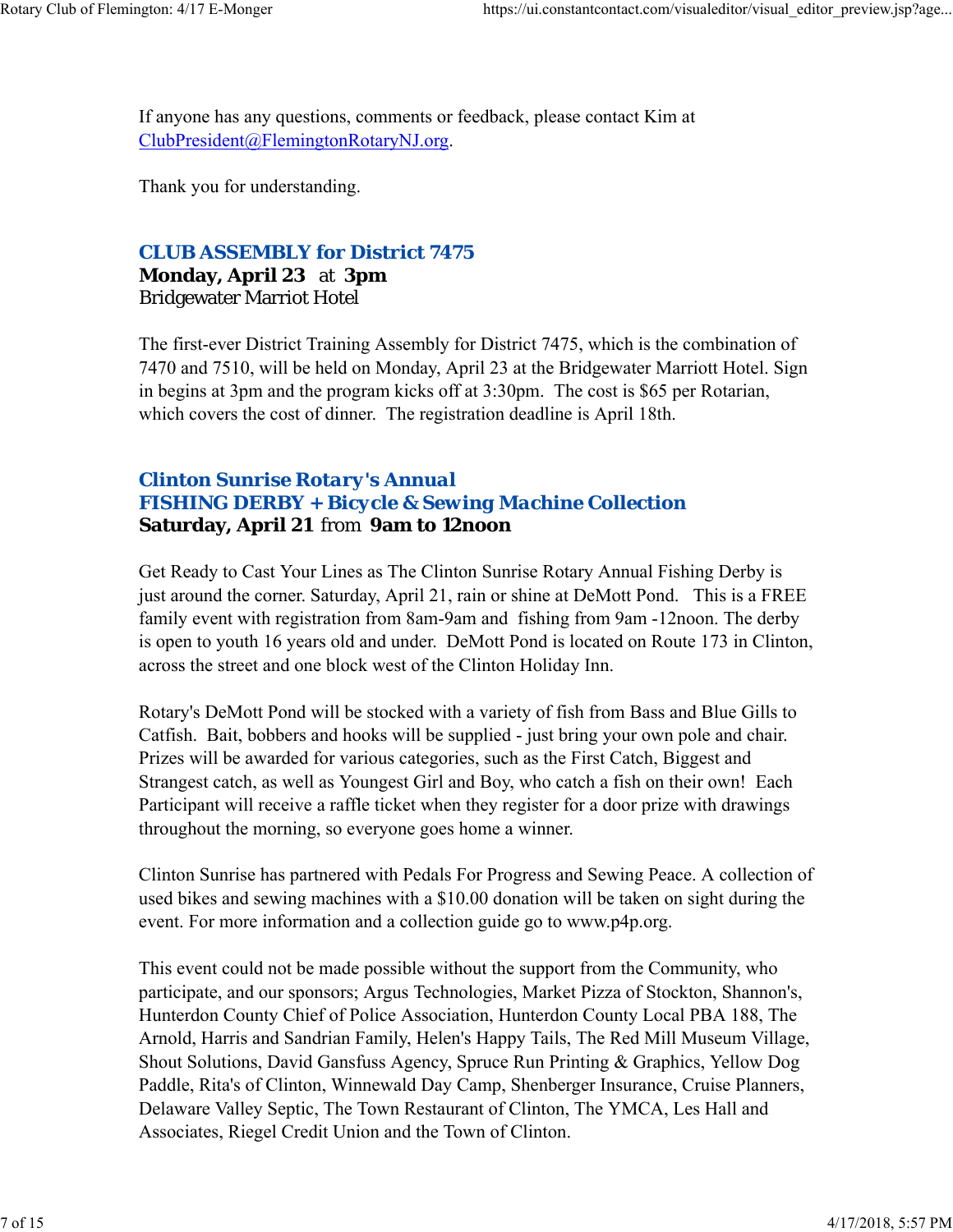If anyone has any questions, comments or feedback, please contact Kim at ClubPresident@FlemingtonRotaryNJ.org.

Thank you for understanding.

### CLUB ASSEMBLY for District 7475

**Monday, April 23** at **3pm**
Bridgewater Marriot Hotel

The first-ever District Training Assembly for District 7475, which is the combination of 7470 and 7510, will be held on Monday, April 23 at the Bridgewater Marriott Hotel. Sign in begins at 3pm and the program kicks off at 3:30pm. The cost is $65 per Rotarian, which covers the cost of dinner. The registration deadline is April 18th.

### Clinton Sunrise Rotary's Annual FISHING DERBY + Bicycle & Sewing Machine Collection

**Saturday, April 21** from **9am to 12noon**

Get Ready to Cast Your Lines as The Clinton Sunrise Rotary Annual Fishing Derby is just around the corner. Saturday, April 21, rain or shine at DeMott Pond. This is a FREE family event with registration from 8am-9am and fishing from 9am -12noon. The derby is open to youth 16 years old and under. DeMott Pond is located on Route 173 in Clinton, across the street and one block west of the Clinton Holiday Inn.

Rotary's DeMott Pond will be stocked with a variety of fish from Bass and Blue Gills to Catfish. Bait, bobbers and hooks will be supplied - just bring your own pole and chair. Prizes will be awarded for various categories, such as the First Catch, Biggest and Strangest catch, as well as Youngest Girl and Boy, who catch a fish on their own! Each Participant will receive a raffle ticket when they register for a door prize with drawings throughout the morning, so everyone goes home a winner.

Clinton Sunrise has partnered with Pedals For Progress and Sewing Peace. A collection of used bikes and sewing machines with a $10.00 donation will be taken on sight during the event. For more information and a collection guide go to www.p4p.org.

This event could not be made possible without the support from the Community, who participate, and our sponsors; Argus Technologies, Market Pizza of Stockton, Shannon's, Hunterdon County Chief of Police Association, Hunterdon County Local PBA 188, The Arnold, Harris and Sandrian Family, Helen's Happy Tails, The Red Mill Museum Village, Shout Solutions, David Gansfuss Agency, Spruce Run Printing & Graphics, Yellow Dog Paddle, Rita's of Clinton, Winnewald Day Camp, Shenberger Insurance, Cruise Planners, Delaware Valley Septic, The Town Restaurant of Clinton, The YMCA, Les Hall and Associates, Riegel Credit Union and the Town of Clinton.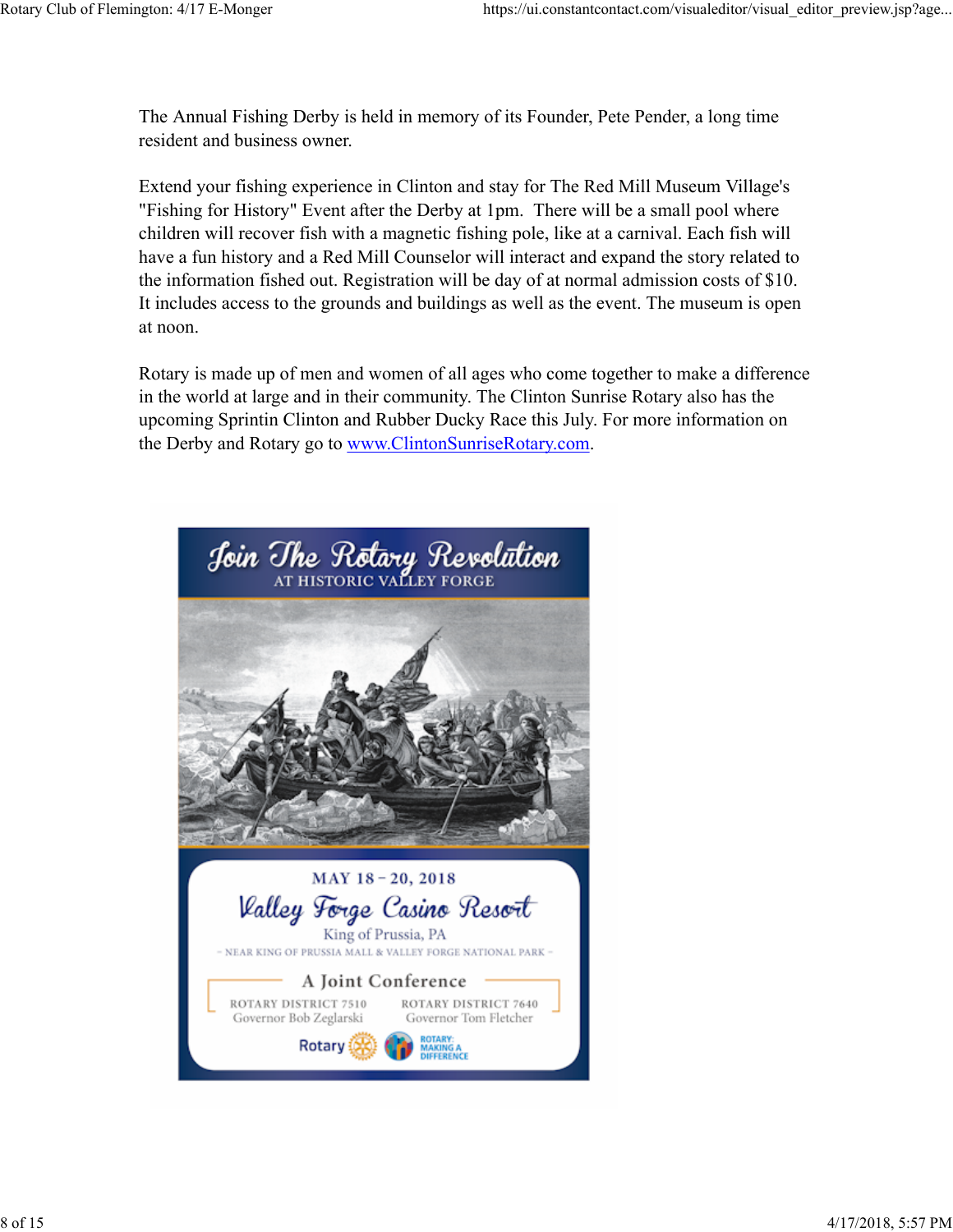The Annual Fishing Derby is held in memory of its Founder, Pete Pender, a long time resident and business owner.

Extend your fishing experience in Clinton and stay for The Red Mill Museum Village's "Fishing for History" Event after the Derby at 1pm. There will be a small pool where children will recover fish with a magnetic fishing pole, like at a carnival. Each fish will have a fun history and a Red Mill Counselor will interact and expand the story related to the information fished out. Registration will be day of at normal admission costs of $10. It includes access to the grounds and buildings as well as the event. The museum is open at noon.

Rotary is made up of men and women of all ages who come together to make a difference in the world at large and in their community. The Clinton Sunrise Rotary also has the upcoming Sprintin Clinton and Rubber Ducky Race this July. For more information on the Derby and Rotary go to [www.ClintonSunriseRotary.com](http://www.ClintonSunriseRotary.com).

# Join The Rotary Revolution

AT HISTORIC VALLEY FORGE

MAY 18 – 20, 2018

## Valley Forge Casino Resort

King of Prussia, PA

– NEAR KING OF PRUSSIA MALL & VALLEY FORGE NATIONAL PARK –

### A Joint Conference

ROTARY DISTRICT 7510
Governor Bob Zeglarski

ROTARY DISTRICT 7640
Governor Tom Fletcher

Rotary

ROTARY: MAKING A DIFFERENCE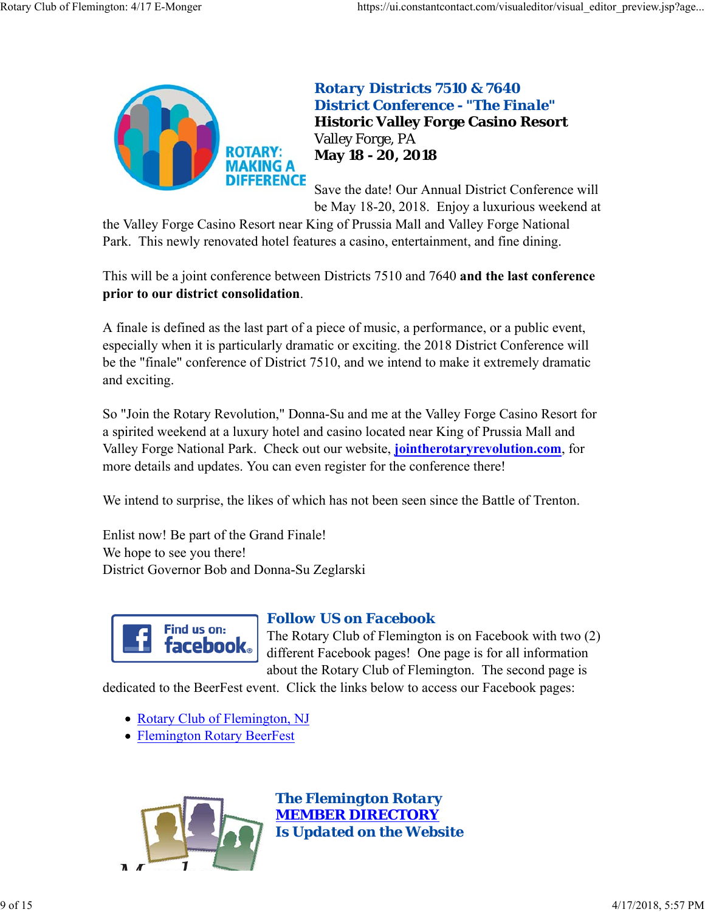## Rotary Districts 7510 & 7640
## District Conference - "The Finale"

**Historic Valley Forge Casino Resort**
Valley Forge, PA
**May 18 - 20, 2018**

Save the date! Our Annual District Conference will be May 18-20, 2018. Enjoy a luxurious weekend at the Valley Forge Casino Resort near King of Prussia Mall and Valley Forge National Park. This newly renovated hotel features a casino, entertainment, and fine dining.

This will be a joint conference between Districts 7510 and 7640 **and the last conference prior to our district consolidation**.

A finale is defined as the last part of a piece of music, a performance, or a public event, especially when it is particularly dramatic or exciting. the 2018 District Conference will be the "finale" conference of District 7510, and we intend to make it extremely dramatic and exciting.

So "Join the Rotary Revolution," Donna-Su and me at the Valley Forge Casino Resort for a spirited weekend at a luxury hotel and casino located near King of Prussia Mall and Valley Forge National Park. Check out our website, **jointherotaryrevolution.com**, for more details and updates. You can even register for the conference there!

We intend to surprise, the likes of which has not been seen since the Battle of Trenton.

Enlist now! Be part of the Grand Finale!
We hope to see you there!
District Governor Bob and Donna-Su Zeglarski

## Follow US on Facebook

The Rotary Club of Flemington is on Facebook with two (2) different Facebook pages! One page is for all information about the Rotary Club of Flemington. The second page is dedicated to the BeerFest event. Click the links below to access our Facebook pages:

- Rotary Club of Flemington, NJ
- Flemington Rotary BeerFest

## The Flemington Rotary MEMBER DIRECTORY Is Updated on the Website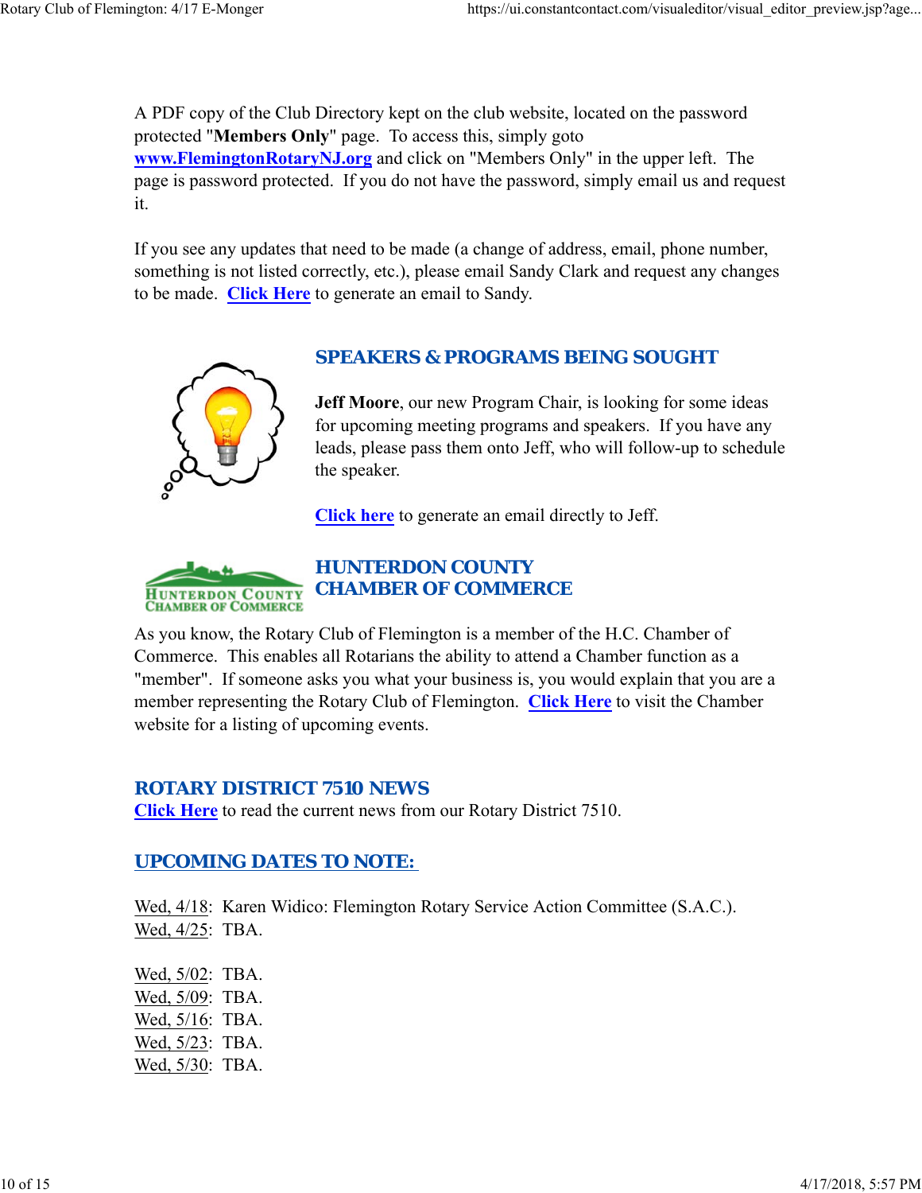A PDF copy of the Club Directory kept on the club website, located on the password protected "**Members Only**" page. To access this, simply goto **www.FlemingtonRotaryNJ.org** and click on "Members Only" in the upper left. The page is password protected. If you do not have the password, simply email us and request it.

If you see any updates that need to be made (a change of address, email, phone number, something is not listed correctly, etc.), please email Sandy Clark and request any changes to be made. **Click Here** to generate an email to Sandy.

## SPEAKERS & PROGRAMS BEING SOUGHT

**Jeff Moore**, our new Program Chair, is looking for some ideas for upcoming meeting programs and speakers. If you have any leads, please pass them onto Jeff, who will follow-up to schedule the speaker.

**Click here** to generate an email directly to Jeff.

## HUNTERDON COUNTY CHAMBER OF COMMERCE

As you know, the Rotary Club of Flemington is a member of the H.C. Chamber of Commerce. This enables all Rotarians the ability to attend a Chamber function as a "member". If someone asks you what your business is, you would explain that you are a member representing the Rotary Club of Flemington. **Click Here** to visit the Chamber website for a listing of upcoming events.

## ROTARY DISTRICT 7510 NEWS

**Click Here** to read the current news from our Rotary District 7510.

## UPCOMING DATES TO NOTE:

Wed, 4/18: Karen Widico: Flemington Rotary Service Action Committee (S.A.C.).
Wed, 4/25: TBA.

Wed, 5/02: TBA.
Wed, 5/09: TBA.
Wed, 5/16: TBA.
Wed, 5/23: TBA.
Wed, 5/30: TBA.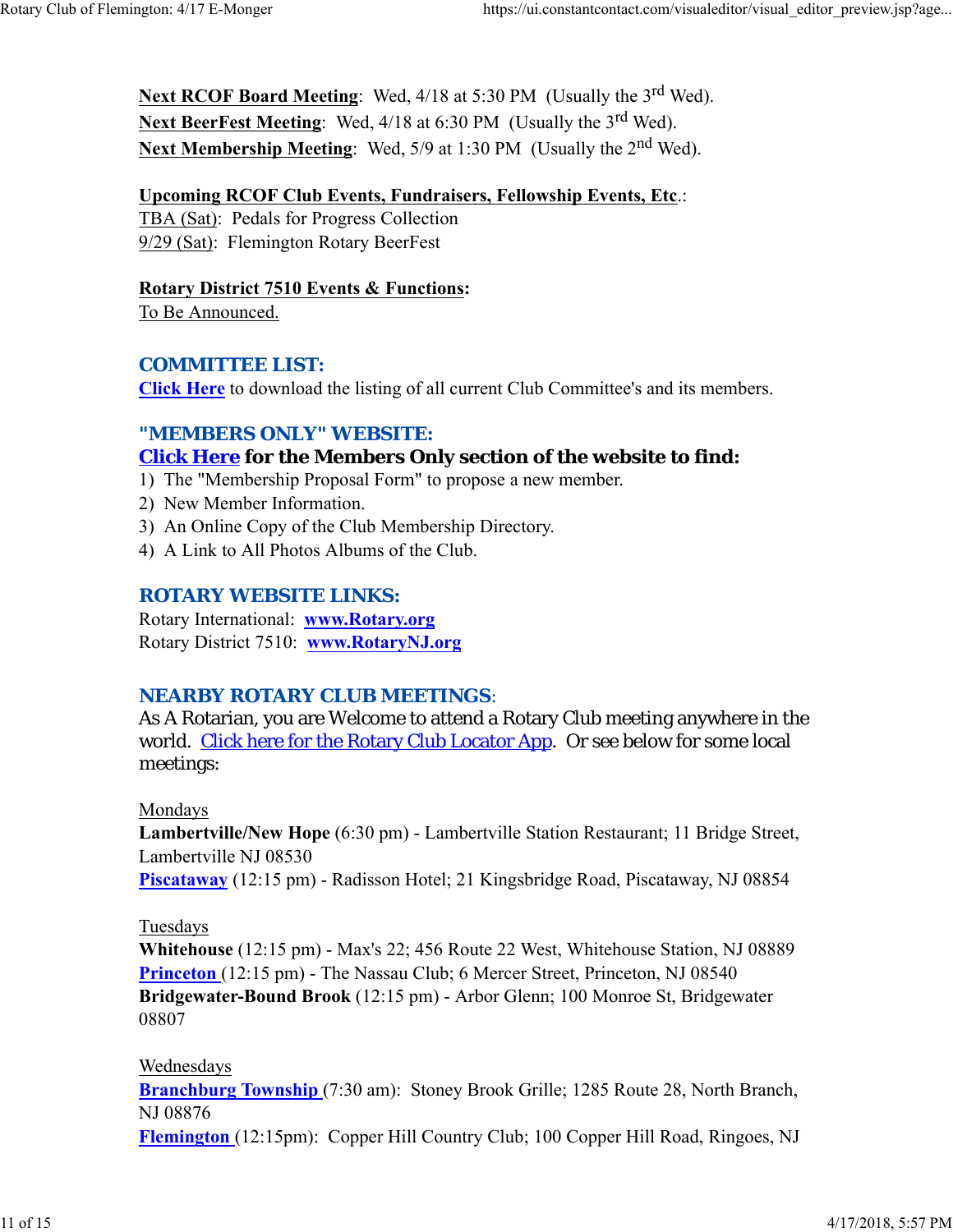**Next RCOF Board Meeting**: Wed, 4/18 at 5:30 PM (Usually the 3rd Wed).
**Next BeerFest Meeting**: Wed, 4/18 at 6:30 PM (Usually the 3rd Wed).
**Next Membership Meeting**: Wed, 5/9 at 1:30 PM (Usually the 2nd Wed).

**Upcoming RCOF Club Events, Fundraisers, Fellowship Events, Etc.**:
TBA (Sat): Pedals for Progress Collection
9/29 (Sat): Flemington Rotary BeerFest

**Rotary District 7510 Events & Functions:**
To Be Announced.

## COMMITTEE LIST:

**Click Here** to download the listing of all current Club Committee's and its members.

## "MEMBERS ONLY" WEBSITE:

**Click Here for the Members Only section of the website to find:**

1) The "Membership Proposal Form" to propose a new member.
2) New Member Information.
3) An Online Copy of the Club Membership Directory.
4) A Link to All Photos Albums of the Club.

## ROTARY WEBSITE LINKS:

Rotary International: **www.Rotary.org**
Rotary District 7510: **www.RotaryNJ.org**

## NEARBY ROTARY CLUB MEETINGS:

As A Rotarian, you are Welcome to attend a Rotary Club meeting anywhere in the world. Click here for the Rotary Club Locator App. Or see below for some local meetings:

Mondays
**Lambertville/New Hope** (6:30 pm) - Lambertville Station Restaurant; 11 Bridge Street, Lambertville NJ 08530
**Piscataway** (12:15 pm) - Radisson Hotel; 21 Kingsbridge Road, Piscataway, NJ 08854

Tuesdays
**Whitehouse** (12:15 pm) - Max's 22; 456 Route 22 West, Whitehouse Station, NJ 08889
**Princeton** (12:15 pm) - The Nassau Club; 6 Mercer Street, Princeton, NJ 08540
**Bridgewater-Bound Brook** (12:15 pm) - Arbor Glenn; 100 Monroe St, Bridgewater 08807

Wednesdays
**Branchburg Township** (7:30 am): Stoney Brook Grille; 1285 Route 28, North Branch, NJ 08876
**Flemington** (12:15pm): Copper Hill Country Club; 100 Copper Hill Road, Ringoes, NJ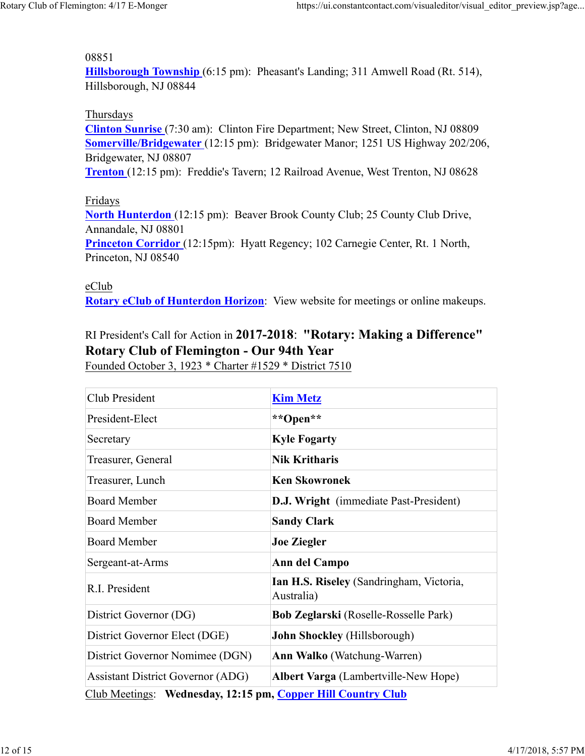08851
**Hillsborough Township** (6:15 pm): Pheasant's Landing; 311 Amwell Road (Rt. 514), Hillsborough, NJ 08844

Thursdays
**Clinton Sunrise** (7:30 am): Clinton Fire Department; New Street, Clinton, NJ 08809
**Somerville/Bridgewater** (12:15 pm): Bridgewater Manor; 1251 US Highway 202/206, Bridgewater, NJ 08807
**Trenton** (12:15 pm): Freddie's Tavern; 12 Railroad Avenue, West Trenton, NJ 08628

Fridays
**North Hunterdon** (12:15 pm): Beaver Brook County Club; 25 County Club Drive, Annandale, NJ 08801
**Princeton Corridor** (12:15pm): Hyatt Regency; 102 Carnegie Center, Rt. 1 North, Princeton, NJ 08540

eClub
**Rotary eClub of Hunterdon Horizon**: View website for meetings or online makeups.

RI President's Call for Action in **2017-2018**: **"Rotary: Making a Difference"**
**Rotary Club of Flemington - Our 94th Year**
Founded October 3, 1923 * Charter #1529 * District 7510

| Club President | **Kim Metz** |
|---|---|
| President-Elect | **\*\*Open\*\*** |
| Secretary | **Kyle Fogarty** |
| Treasurer, General | **Nik Kritharis** |
| Treasurer, Lunch | **Ken Skowronek** |
| Board Member | **D.J. Wright** (immediate Past-President) |
| Board Member | **Sandy Clark** |
| Board Member | **Joe Ziegler** |
| Sergeant-at-Arms | **Ann del Campo** |
| R.I. President | **Ian H.S. Riseley** (Sandringham, Victoria, Australia) |
| District Governor (DG) | **Bob Zeglarski** (Roselle-Rosselle Park) |
| District Governor Elect (DGE) | **John Shockley** (Hillsborough) |
| District Governor Nomimee (DGN) | **Ann Walko** (Watchung-Warren) |
| Assistant District Governor (ADG) | **Albert Varga** (Lambertville-New Hope) |

Club Meetings: **Wednesday, 12:15 pm, Copper Hill Country Club**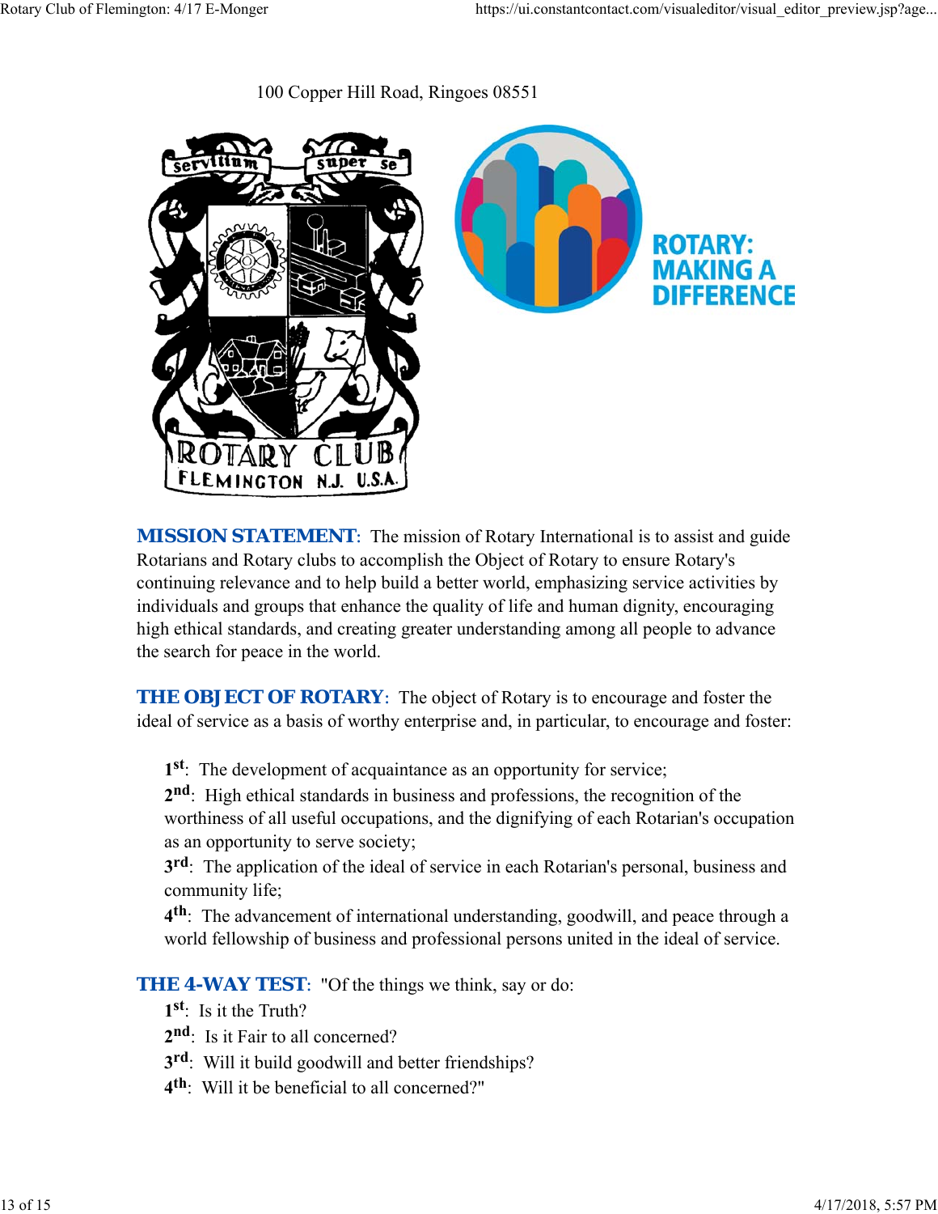100 Copper Hill Road, Ringoes 08551

**MISSION STATEMENT**: The mission of Rotary International is to assist and guide Rotarians and Rotary clubs to accomplish the Object of Rotary to ensure Rotary's continuing relevance and to help build a better world, emphasizing service activities by individuals and groups that enhance the quality of life and human dignity, encouraging high ethical standards, and creating greater understanding among all people to advance the search for peace in the world.

**THE OBJECT OF ROTARY**: The object of Rotary is to encourage and foster the ideal of service as a basis of worthy enterprise and, in particular, to encourage and foster:

1st: The development of acquaintance as an opportunity for service;
2nd: High ethical standards in business and professions, the recognition of the worthiness of all useful occupations, and the dignifying of each Rotarian's occupation as an opportunity to serve society;
3rd: The application of the ideal of service in each Rotarian's personal, business and community life;
4th: The advancement of international understanding, goodwill, and peace through a world fellowship of business and professional persons united in the ideal of service.

**THE 4-WAY TEST**: "Of the things we think, say or do:
1st: Is it the Truth?
2nd: Is it Fair to all concerned?
3rd: Will it build goodwill and better friendships?
4th: Will it be beneficial to all concerned?"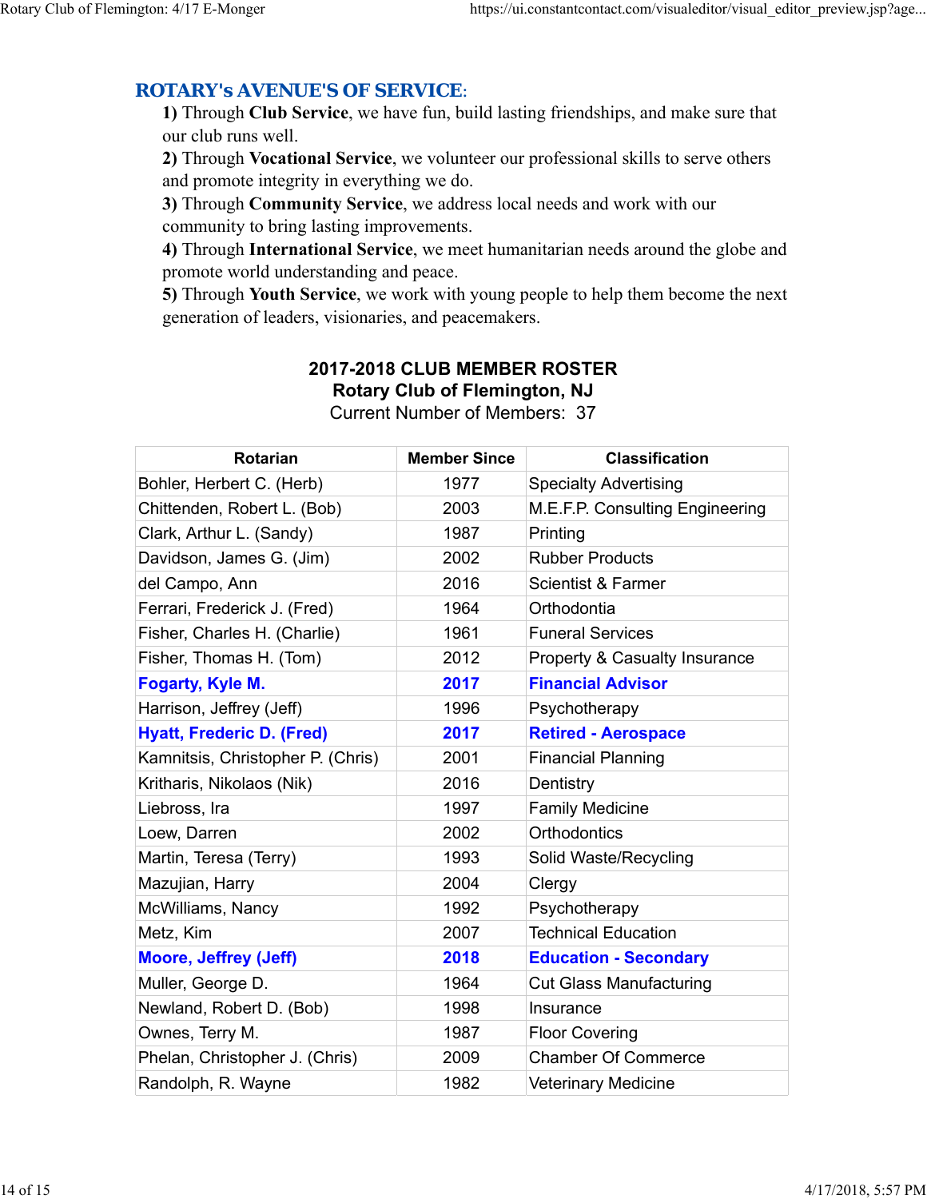## ROTARY's AVENUE'S OF SERVICE:

**1)** Through **Club Service**, we have fun, build lasting friendships, and make sure that our club runs well.
**2)** Through **Vocational Service**, we volunteer our professional skills to serve others and promote integrity in everything we do.
**3)** Through **Community Service**, we address local needs and work with our community to bring lasting improvements.
**4)** Through **International Service**, we meet humanitarian needs around the globe and promote world understanding and peace.
**5)** Through **Youth Service**, we work with young people to help them become the next generation of leaders, visionaries, and peacemakers.

**2017-2018 CLUB MEMBER ROSTER**
**Rotary Club of Flemington, NJ**
Current Number of Members: 37

| Rotarian | Member Since | Classification |
|---|---|---|
| Bohler, Herbert C. (Herb) | 1977 | Specialty Advertising |
| Chittenden, Robert L. (Bob) | 2003 | M.E.F.P. Consulting Engineering |
| Clark, Arthur L. (Sandy) | 1987 | Printing |
| Davidson, James G. (Jim) | 2002 | Rubber Products |
| del Campo, Ann | 2016 | Scientist & Farmer |
| Ferrari, Frederick J. (Fred) | 1964 | Orthodontia |
| Fisher, Charles H. (Charlie) | 1961 | Funeral Services |
| Fisher, Thomas H. (Tom) | 2012 | Property & Casualty Insurance |
| **Fogarty, Kyle M.** | **2017** | **Financial Advisor** |
| Harrison, Jeffrey (Jeff) | 1996 | Psychotherapy |
| **Hyatt, Frederic D. (Fred)** | **2017** | **Retired - Aerospace** |
| Kamnitsis, Christopher P. (Chris) | 2001 | Financial Planning |
| Kritharis, Nikolaos (Nik) | 2016 | Dentistry |
| Liebross, Ira | 1997 | Family Medicine |
| Loew, Darren | 2002 | Orthodontics |
| Martin, Teresa (Terry) | 1993 | Solid Waste/Recycling |
| Mazujian, Harry | 2004 | Clergy |
| McWilliams, Nancy | 1992 | Psychotherapy |
| Metz, Kim | 2007 | Technical Education |
| **Moore, Jeffrey (Jeff)** | **2018** | **Education - Secondary** |
| Muller, George D. | 1964 | Cut Glass Manufacturing |
| Newland, Robert D. (Bob) | 1998 | Insurance |
| Ownes, Terry M. | 1987 | Floor Covering |
| Phelan, Christopher J. (Chris) | 2009 | Chamber Of Commerce |
| Randolph, R. Wayne | 1982 | Veterinary Medicine |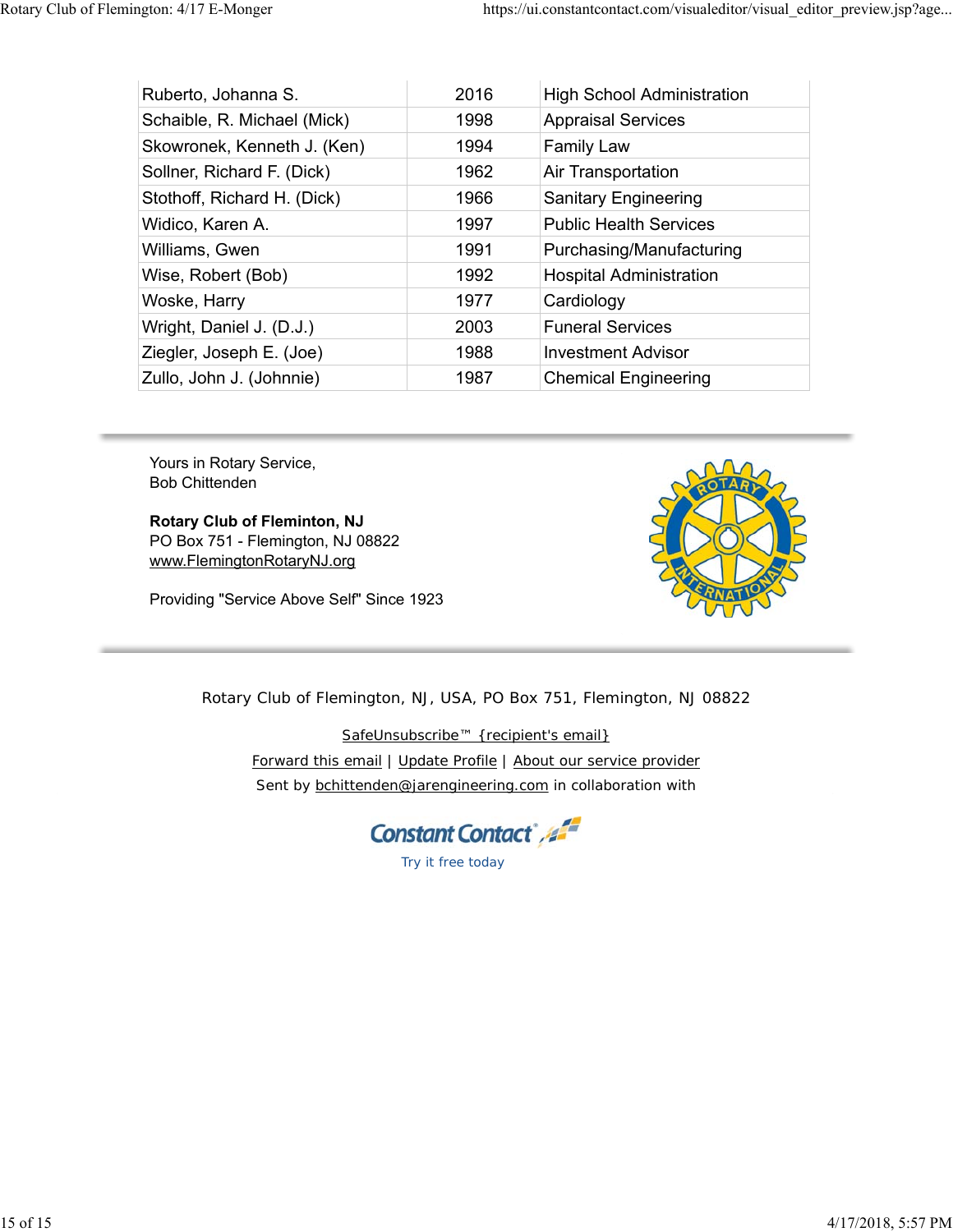| | | |
|---|---|---|
| Ruberto, Johanna S. | 2016 | High School Administration |
| Schaible, R. Michael (Mick) | 1998 | Appraisal Services |
| Skowronek, Kenneth J. (Ken) | 1994 | Family Law |
| Sollner, Richard F. (Dick) | 1962 | Air Transportation |
| Stothoff, Richard H. (Dick) | 1966 | Sanitary Engineering |
| Widico, Karen A. | 1997 | Public Health Services |
| Williams, Gwen | 1991 | Purchasing/Manufacturing |
| Wise, Robert (Bob) | 1992 | Hospital Administration |
| Woske, Harry | 1977 | Cardiology |
| Wright, Daniel J. (D.J.) | 2003 | Funeral Services |
| Ziegler, Joseph E. (Joe) | 1988 | Investment Advisor |
| Zullo, John J. (Johnnie) | 1987 | Chemical Engineering |

Yours in Rotary Service,
Bob Chittenden

**Rotary Club of Fleminton, NJ**
PO Box 751 - Flemington, NJ 08822
www.FlemingtonRotaryNJ.org

Providing "Service Above Self" Since 1923

Rotary Club of Flemington, NJ, USA, PO Box 751, Flemington, NJ 08822

SafeUnsubscribe™ {recipient's email}

Forward this email | Update Profile | About our service provider

Sent by bchittenden@jarengineering.com in collaboration with

Constant Contact

Try it free today